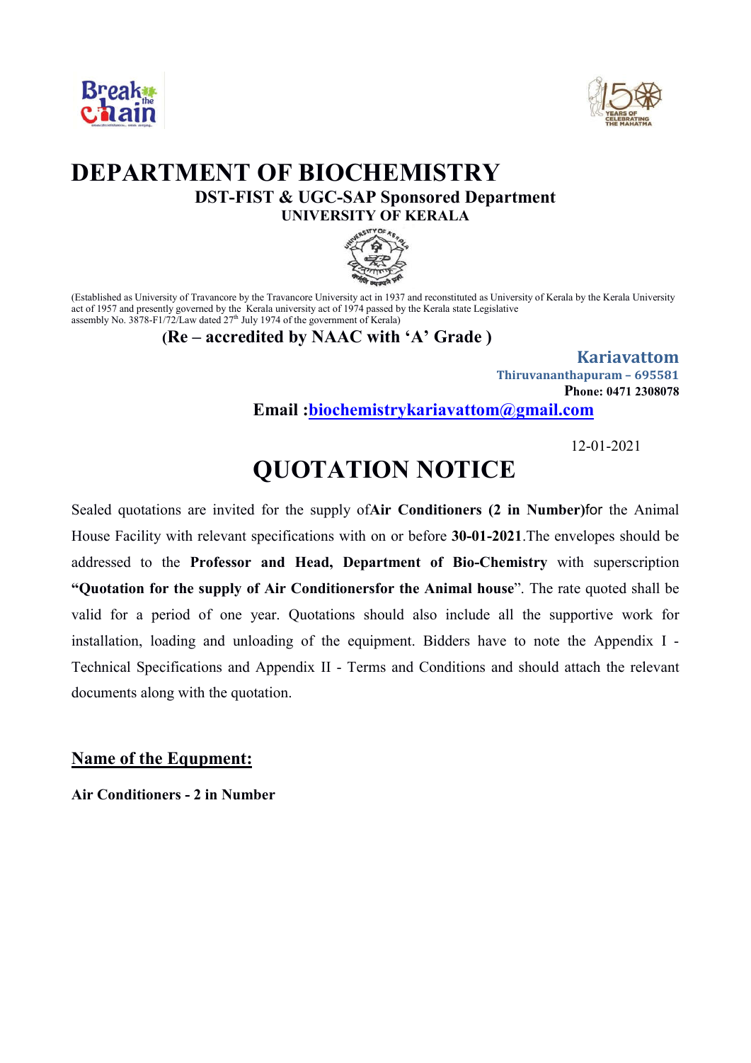# DEPARTMENT OF BIOCHEMISTRY

**DST-FIST & UGC-SAP Sponsored Department**

**UNIVERSITY OF KERALA**

(Established as University of Travancore by the Travancore University act in 1937 and reconstituted as University of Kerala by the Kerala University act of 1957 and presently governed by the Kerala university act of 1974 passed by the Kerala state Legislative assembly No. 3878-F1/72/Law dated 27th July 1974 of the government of Kerala)

**(Re – accredited by NAAC with 'A' Grade )**

**Kariavattom**
**Thiruvananthapuram – 695581**
**Phone: 0471 2308078**

**Email :biochemistrykariavattom@gmail.com**

12-01-2021

# QUOTATION NOTICE

Sealed quotations are invited for the supply of**Air Conditioners (2 in Number)**for the Animal House Facility with relevant specifications with on or before **30-01-2021**.The envelopes should be addressed to the **Professor and Head, Department of Bio-Chemistry** with superscription **"Quotation for the supply of Air Conditionersfor the Animal house**". The rate quoted shall be valid for a period of one year. Quotations should also include all the supportive work for installation, loading and unloading of the equipment. Bidders have to note the Appendix I - Technical Specifications and Appendix II - Terms and Conditions and should attach the relevant documents along with the quotation.

## Name of the Equpment:

**Air Conditioners - 2 in Number**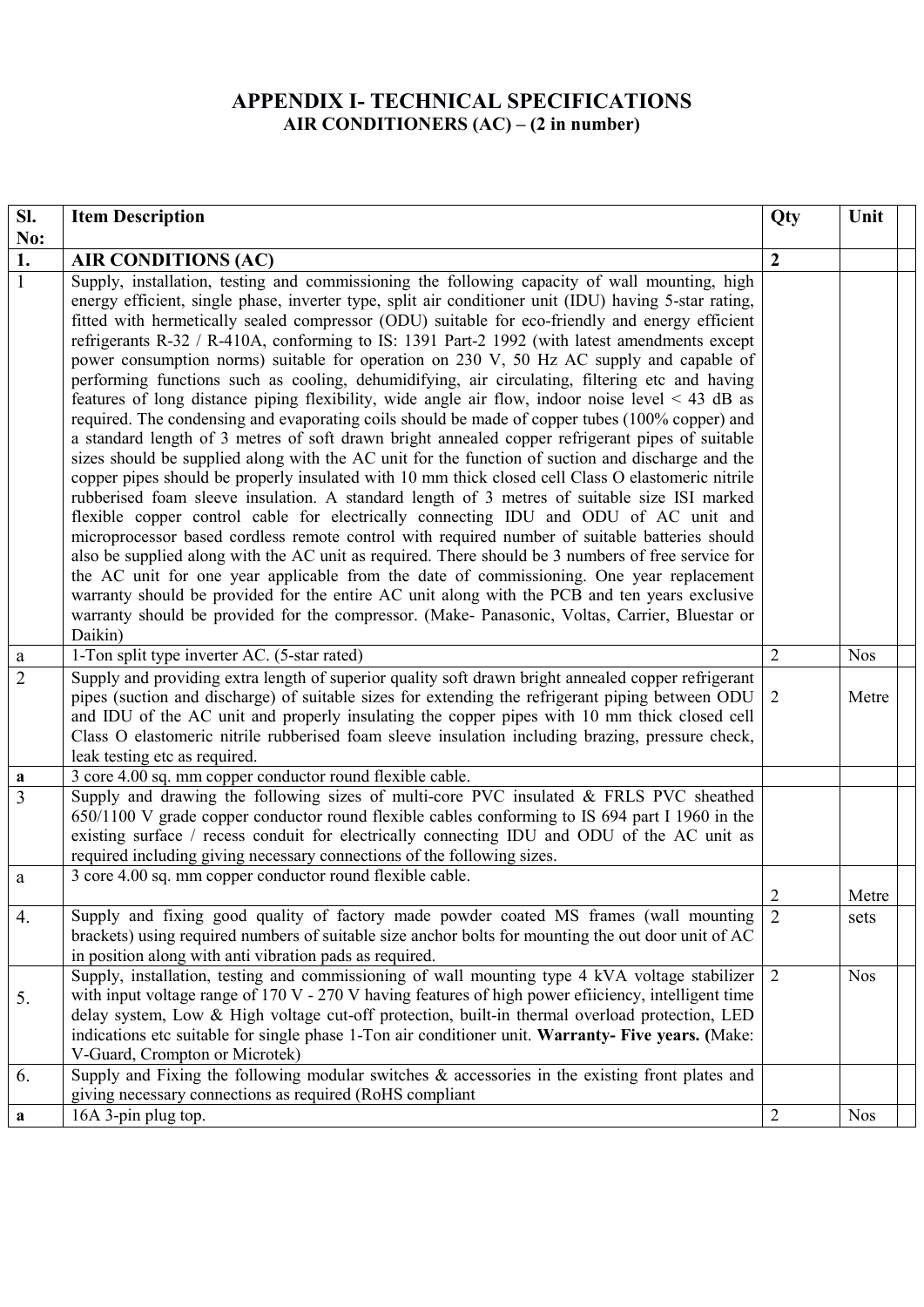## APPENDIX I- TECHNICAL SPECIFICATIONS
### AIR CONDITIONERS (AC) – (2 in number)

| Sl. No: | Item Description | Qty | Unit | |
|---|---|---|---|---|
| **1.** | **AIR CONDITIONS (AC)** | **2** | | |
| 1 | Supply, installation, testing and commissioning the following capacity of wall mounting, high energy efficient, single phase, inverter type, split air conditioner unit (IDU) having 5-star rating, fitted with hermetically sealed compressor (ODU) suitable for eco-friendly and energy efficient refrigerants R-32 / R-410A, conforming to IS: 1391 Part-2 1992 (with latest amendments except power consumption norms) suitable for operation on 230 V, 50 Hz AC supply and capable of performing functions such as cooling, dehumidifying, air circulating, filtering etc and having features of long distance piping flexibility, wide angle air flow, indoor noise level < 43 dB as required. The condensing and evaporating coils should be made of copper tubes (100% copper) and a standard length of 3 metres of soft drawn bright annealed copper refrigerant pipes of suitable sizes should be supplied along with the AC unit for the function of suction and discharge and the copper pipes should be properly insulated with 10 mm thick closed cell Class O elastomeric nitrile rubberised foam sleeve insulation. A standard length of 3 metres of suitable size ISI marked flexible copper control cable for electrically connecting IDU and ODU of AC unit and microprocessor based cordless remote control with required number of suitable batteries should also be supplied along with the AC unit as required. There should be 3 numbers of free service for the AC unit for one year applicable from the date of commissioning. One year replacement warranty should be provided for the entire AC unit along with the PCB and ten years exclusive warranty should be provided for the compressor. (Make- Panasonic, Voltas, Carrier, Bluestar or Daikin) | | | |
| a | 1-Ton split type inverter AC. (5-star rated) | 2 | Nos | |
| 2 | Supply and providing extra length of superior quality soft drawn bright annealed copper refrigerant pipes (suction and discharge) of suitable sizes for extending the refrigerant piping between ODU and IDU of the AC unit and properly insulating the copper pipes with 10 mm thick closed cell Class O elastomeric nitrile rubberised foam sleeve insulation including brazing, pressure check, leak testing etc as required. | 2 | Metre | |
| **a** | 3 core 4.00 sq. mm copper conductor round flexible cable. | | | |
| 3 | Supply and drawing the following sizes of multi-core PVC insulated & FRLS PVC sheathed 650/1100 V grade copper conductor round flexible cables conforming to IS 694 part I 1960 in the existing surface / recess conduit for electrically connecting IDU and ODU of the AC unit as required including giving necessary connections of the following sizes. | | | |
| a | 3 core 4.00 sq. mm copper conductor round flexible cable. | 2 | Metre | |
| 4. | Supply and fixing good quality of factory made powder coated MS frames (wall mounting brackets) using required numbers of suitable size anchor bolts for mounting the out door unit of AC in position along with anti vibration pads as required. | 2 | sets | |
| 5. | Supply, installation, testing and commissioning of wall mounting type 4 kVA voltage stabilizer with input voltage range of 170 V - 270 V having features of high power efiiciency, intelligent time delay system, Low & High voltage cut-off protection, built-in thermal overload protection, LED indications etc suitable for single phase 1-Ton air conditioner unit. **Warranty- Five years. (**Make: V-Guard, Crompton or Microtek) | 2 | Nos | |
| 6. | Supply and Fixing the following modular switches & accessories in the existing front plates and giving necessary connections as required (RoHS compliant | | | |
| **a** | 16A 3-pin plug top. | 2 | Nos | |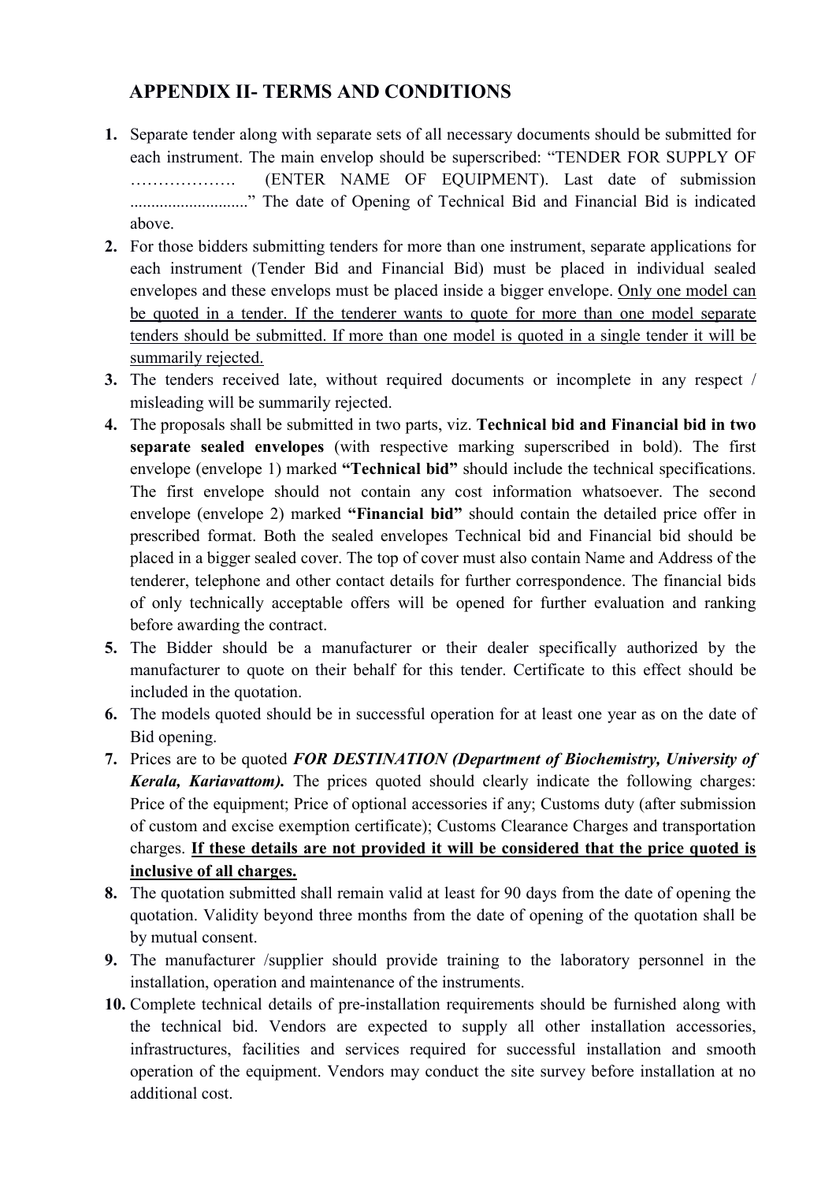## APPENDIX II- TERMS AND CONDITIONS

1. Separate tender along with separate sets of all necessary documents should be submitted for each instrument. The main envelop should be superscribed: "TENDER FOR SUPPLY OF ………………. (ENTER NAME OF EQUIPMENT). Last date of submission ............................" The date of Opening of Technical Bid and Financial Bid is indicated above.
2. For those bidders submitting tenders for more than one instrument, separate applications for each instrument (Tender Bid and Financial Bid) must be placed in individual sealed envelopes and these envelops must be placed inside a bigger envelope. <u>Only one model can be quoted in a tender. If the tenderer wants to quote for more than one model separate tenders should be submitted. If more than one model is quoted in a single tender it will be summarily rejected.</u>
3. The tenders received late, without required documents or incomplete in any respect / misleading will be summarily rejected.
4. The proposals shall be submitted in two parts, viz. **Technical bid and Financial bid in two separate sealed envelopes** (with respective marking superscribed in bold). The first envelope (envelope 1) marked **"Technical bid"** should include the technical specifications. The first envelope should not contain any cost information whatsoever. The second envelope (envelope 2) marked **"Financial bid"** should contain the detailed price offer in prescribed format. Both the sealed envelopes Technical bid and Financial bid should be placed in a bigger sealed cover. The top of cover must also contain Name and Address of the tenderer, telephone and other contact details for further correspondence. The financial bids of only technically acceptable offers will be opened for further evaluation and ranking before awarding the contract.
5. The Bidder should be a manufacturer or their dealer specifically authorized by the manufacturer to quote on their behalf for this tender. Certificate to this effect should be included in the quotation.
6. The models quoted should be in successful operation for at least one year as on the date of Bid opening.
7. Prices are to be quoted ***FOR DESTINATION (Department of Biochemistry, University of Kerala, Kariavattom).*** The prices quoted should clearly indicate the following charges: Price of the equipment; Price of optional accessories if any; Customs duty (after submission of custom and excise exemption certificate); Customs Clearance Charges and transportation charges. <u>**If these details are not provided it will be considered that the price quoted is inclusive of all charges.**</u>
8. The quotation submitted shall remain valid at least for 90 days from the date of opening the quotation. Validity beyond three months from the date of opening of the quotation shall be by mutual consent.
9. The manufacturer /supplier should provide training to the laboratory personnel in the installation, operation and maintenance of the instruments.
10. Complete technical details of pre-installation requirements should be furnished along with the technical bid. Vendors are expected to supply all other installation accessories, infrastructures, facilities and services required for successful installation and smooth operation of the equipment. Vendors may conduct the site survey before installation at no additional cost.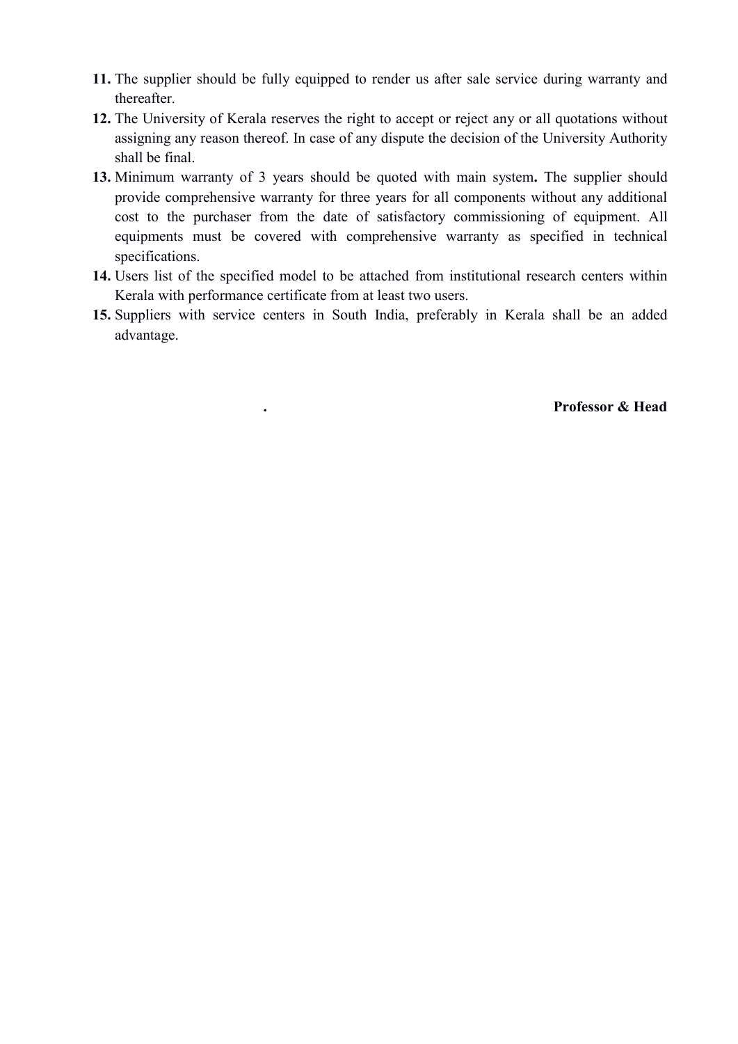11. The supplier should be fully equipped to render us after sale service during warranty and thereafter.
12. The University of Kerala reserves the right to accept or reject any or all quotations without assigning any reason thereof. In case of any dispute the decision of the University Authority shall be final.
13. Minimum warranty of 3 years should be quoted with main system**.** The supplier should provide comprehensive warranty for three years for all components without any additional cost to the purchaser from the date of satisfactory commissioning of equipment. All equipments must be covered with comprehensive warranty as specified in technical specifications.
14. Users list of the specified model to be attached from institutional research centers within Kerala with performance certificate from at least two users.
15. Suppliers with service centers in South India, preferably in Kerala shall be an added advantage.

**.** **Professor & Head**